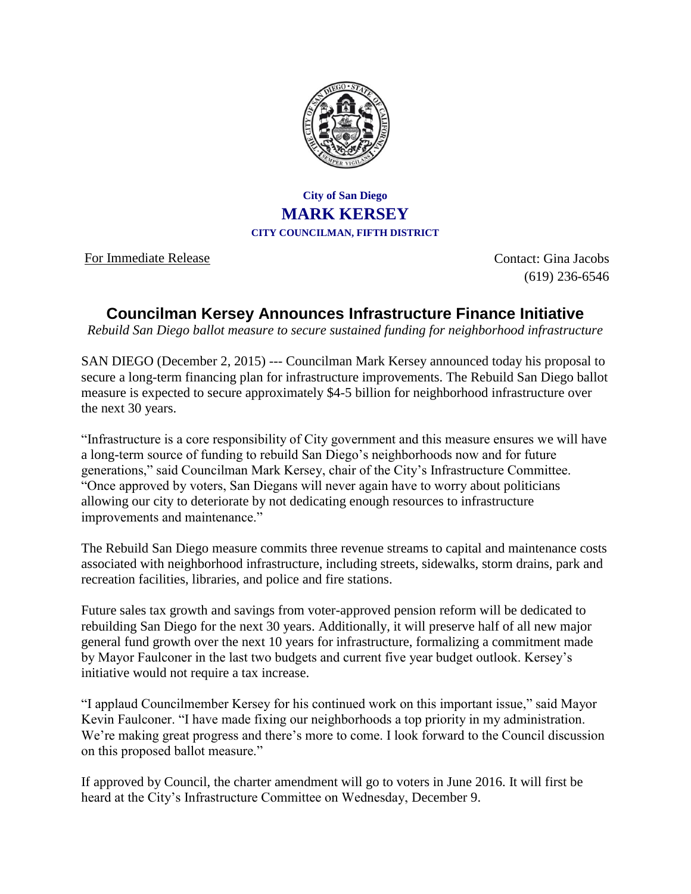**City of San Diego**

**MARK KERSEY**

**CITY COUNCILMAN, FIFTH DISTRICT**

For Immediate Release

Contact: Gina Jacobs
(619) 236-6546

# Councilman Kersey Announces Infrastructure Finance Initiative

*Rebuild San Diego ballot measure to secure sustained funding for neighborhood infrastructure*

SAN DIEGO (December 2, 2015) --- Councilman Mark Kersey announced today his proposal to secure a long-term financing plan for infrastructure improvements. The Rebuild San Diego ballot measure is expected to secure approximately $4-5 billion for neighborhood infrastructure over the next 30 years.

"Infrastructure is a core responsibility of City government and this measure ensures we will have a long-term source of funding to rebuild San Diego's neighborhoods now and for future generations," said Councilman Mark Kersey, chair of the City's Infrastructure Committee. "Once approved by voters, San Diegans will never again have to worry about politicians allowing our city to deteriorate by not dedicating enough resources to infrastructure improvements and maintenance."

The Rebuild San Diego measure commits three revenue streams to capital and maintenance costs associated with neighborhood infrastructure, including streets, sidewalks, storm drains, park and recreation facilities, libraries, and police and fire stations.

Future sales tax growth and savings from voter-approved pension reform will be dedicated to rebuilding San Diego for the next 30 years. Additionally, it will preserve half of all new major general fund growth over the next 10 years for infrastructure, formalizing a commitment made by Mayor Faulconer in the last two budgets and current five year budget outlook. Kersey's initiative would not require a tax increase.

"I applaud Councilmember Kersey for his continued work on this important issue," said Mayor Kevin Faulconer. "I have made fixing our neighborhoods a top priority in my administration. We're making great progress and there's more to come. I look forward to the Council discussion on this proposed ballot measure."

If approved by Council, the charter amendment will go to voters in June 2016. It will first be heard at the City's Infrastructure Committee on Wednesday, December 9.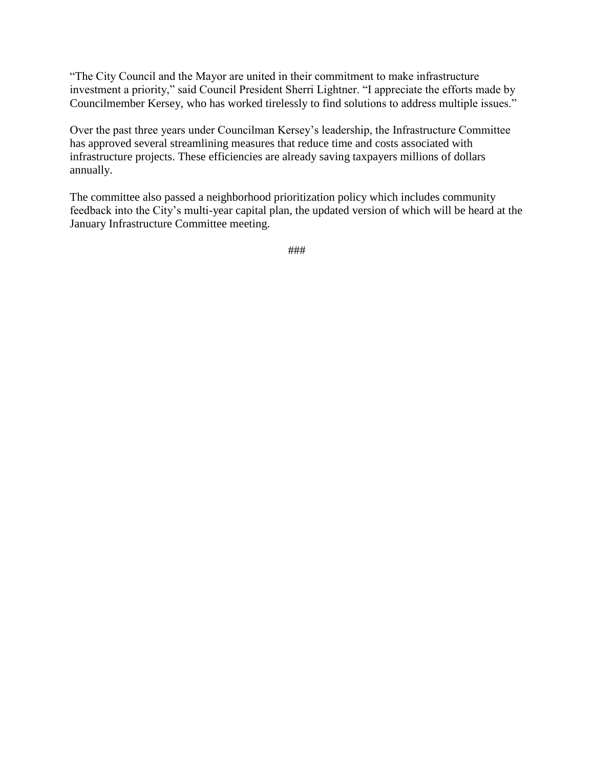"The City Council and the Mayor are united in their commitment to make infrastructure investment a priority," said Council President Sherri Lightner. "I appreciate the efforts made by Councilmember Kersey, who has worked tirelessly to find solutions to address multiple issues."

Over the past three years under Councilman Kersey's leadership, the Infrastructure Committee has approved several streamlining measures that reduce time and costs associated with infrastructure projects. These efficiencies are already saving taxpayers millions of dollars annually.

The committee also passed a neighborhood prioritization policy which includes community feedback into the City's multi-year capital plan, the updated version of which will be heard at the January Infrastructure Committee meeting.

###